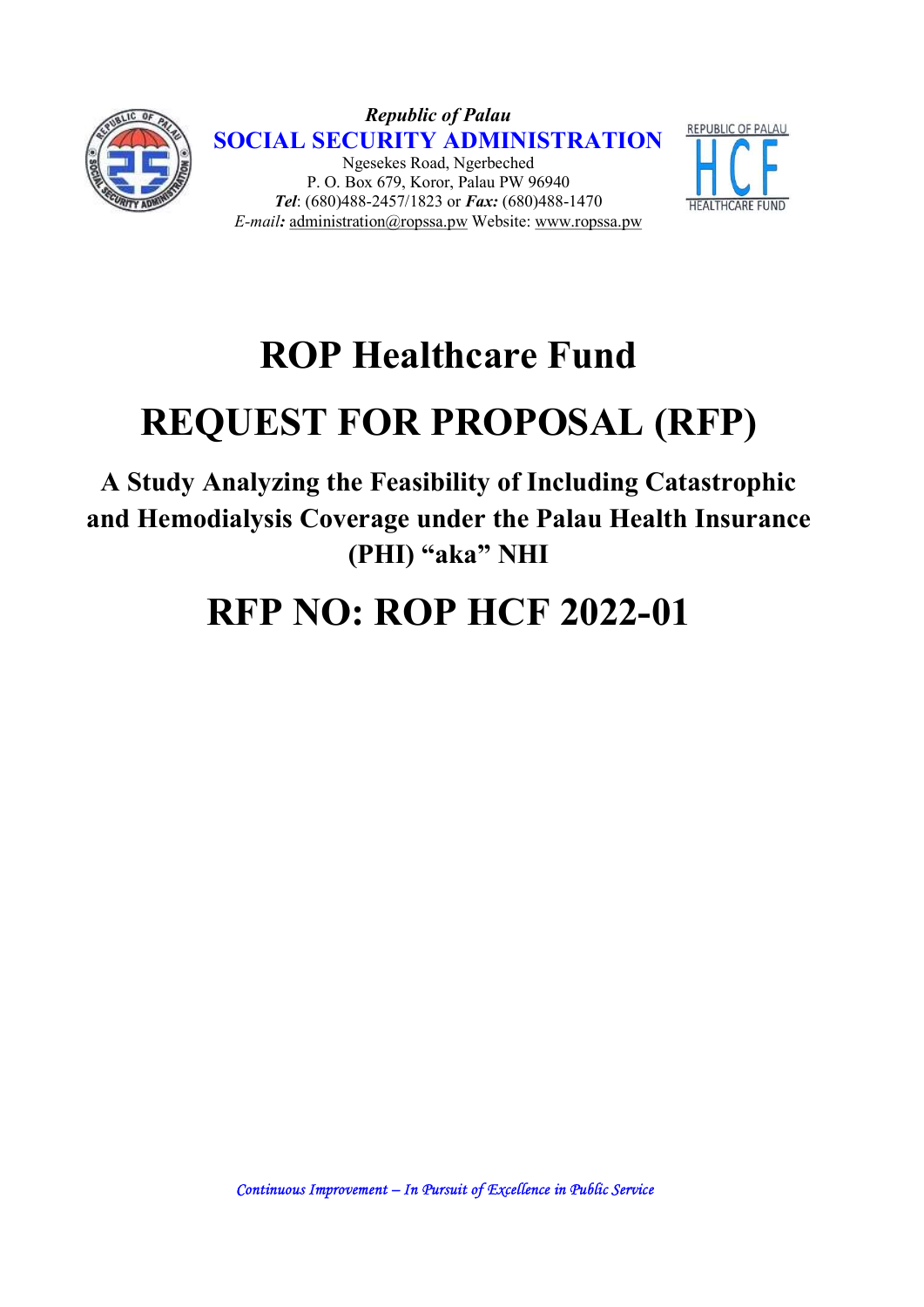*Republic of Palau*

**SOCIAL SECURITY ADMINISTRATION**

Ngesekes Road, Ngerbeched
P. O. Box 679, Koror, Palau PW 96940
***Tel***: (680)488-2457/1823 or ***Fax:*** (680)488-1470
*E-mail:* administration@ropssa.pw Website: www.ropssa.pw

# ROP Healthcare Fund

# REQUEST FOR PROPOSAL (RFP)

## A Study Analyzing the Feasibility of Including Catastrophic and Hemodialysis Coverage under the Palau Health Insurance (PHI) "aka" NHI

# RFP NO: ROP HCF 2022-01

*Continuous Improvement – In Pursuit of Excellence in Public Service*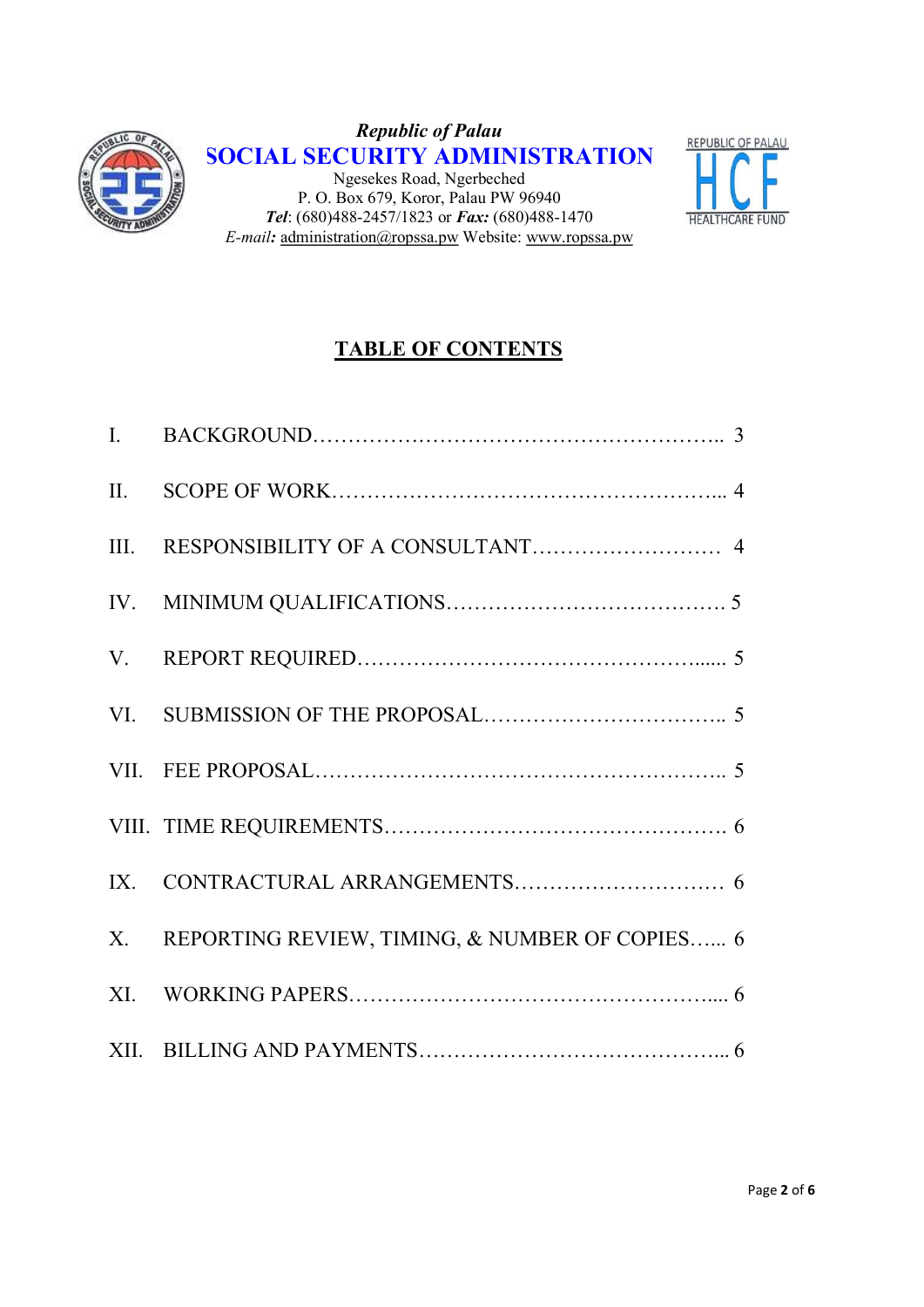*Republic of Palau*

**SOCIAL SECURITY ADMINISTRATION**

Ngesekes Road, Ngerbeched
P. O. Box 679, Koror, Palau PW 96940
***Tel***: (680)488-2457/1823 or ***Fax:*** (680)488-1470
*E-mail:* administration@ropssa.pw Website: www.ropssa.pw

REPUBLIC OF PALAU
HCF
HEALTHCARE FUND

## TABLE OF CONTENTS

| | | |
|---|---|---|
| I. | BACKGROUND | 3 |
| II. | SCOPE OF WORK | 4 |
| III. | RESPONSIBILITY OF A CONSULTANT | 4 |
| IV. | MINIMUM QUALIFICATIONS | 5 |
| V. | REPORT REQUIRED | 5 |
| VI. | SUBMISSION OF THE PROPOSAL | 5 |
| VII. | FEE PROPOSAL | 5 |
| VIII. | TIME REQUIREMENTS | 6 |
| IX. | CONTRACTURAL ARRANGEMENTS | 6 |
| X. | REPORTING REVIEW, TIMING, & NUMBER OF COPIES | 6 |
| XI. | WORKING PAPERS | 6 |
| XII. | BILLING AND PAYMENTS | 6 |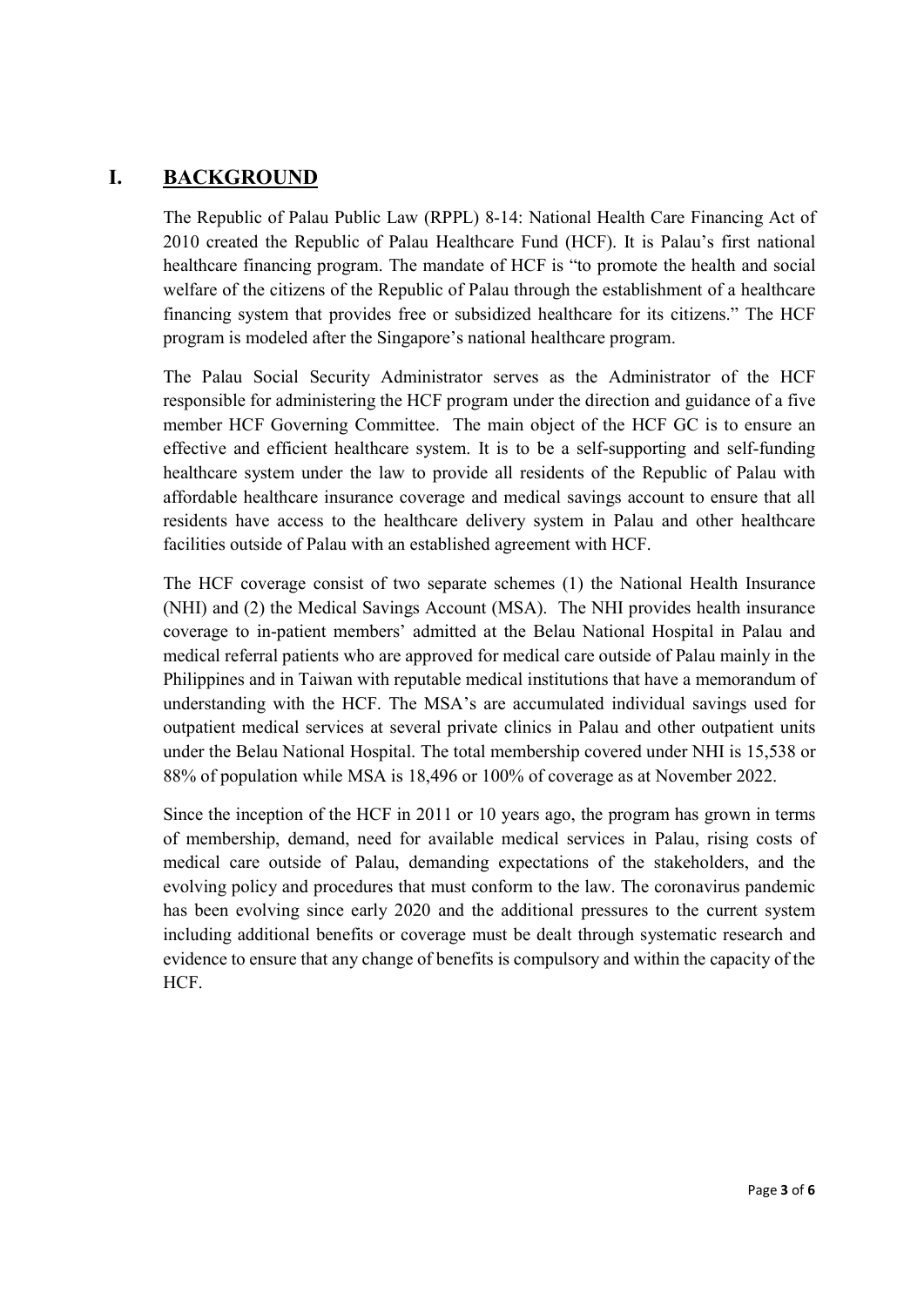# I. BACKGROUND

The Republic of Palau Public Law (RPPL) 8-14: National Health Care Financing Act of 2010 created the Republic of Palau Healthcare Fund (HCF). It is Palau's first national healthcare financing program. The mandate of HCF is "to promote the health and social welfare of the citizens of the Republic of Palau through the establishment of a healthcare financing system that provides free or subsidized healthcare for its citizens." The HCF program is modeled after the Singapore's national healthcare program.

The Palau Social Security Administrator serves as the Administrator of the HCF responsible for administering the HCF program under the direction and guidance of a five member HCF Governing Committee. The main object of the HCF GC is to ensure an effective and efficient healthcare system. It is to be a self-supporting and self-funding healthcare system under the law to provide all residents of the Republic of Palau with affordable healthcare insurance coverage and medical savings account to ensure that all residents have access to the healthcare delivery system in Palau and other healthcare facilities outside of Palau with an established agreement with HCF.

The HCF coverage consist of two separate schemes (1) the National Health Insurance (NHI) and (2) the Medical Savings Account (MSA). The NHI provides health insurance coverage to in-patient members' admitted at the Belau National Hospital in Palau and medical referral patients who are approved for medical care outside of Palau mainly in the Philippines and in Taiwan with reputable medical institutions that have a memorandum of understanding with the HCF. The MSA's are accumulated individual savings used for outpatient medical services at several private clinics in Palau and other outpatient units under the Belau National Hospital. The total membership covered under NHI is 15,538 or 88% of population while MSA is 18,496 or 100% of coverage as at November 2022.

Since the inception of the HCF in 2011 or 10 years ago, the program has grown in terms of membership, demand, need for available medical services in Palau, rising costs of medical care outside of Palau, demanding expectations of the stakeholders, and the evolving policy and procedures that must conform to the law. The coronavirus pandemic has been evolving since early 2020 and the additional pressures to the current system including additional benefits or coverage must be dealt through systematic research and evidence to ensure that any change of benefits is compulsory and within the capacity of the HCF.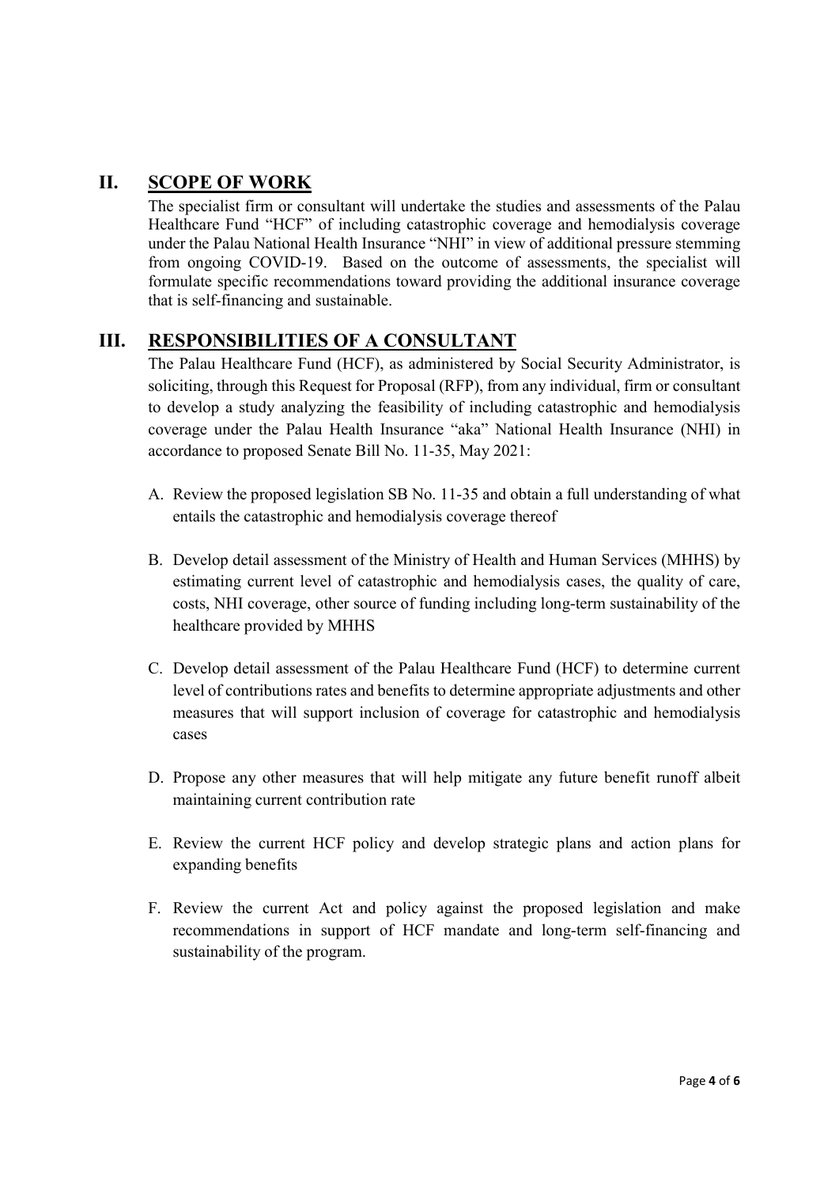## II. SCOPE OF WORK

The specialist firm or consultant will undertake the studies and assessments of the Palau Healthcare Fund "HCF" of including catastrophic coverage and hemodialysis coverage under the Palau National Health Insurance "NHI" in view of additional pressure stemming from ongoing COVID-19. Based on the outcome of assessments, the specialist will formulate specific recommendations toward providing the additional insurance coverage that is self-financing and sustainable.

## III. RESPONSIBILITIES OF A CONSULTANT

The Palau Healthcare Fund (HCF), as administered by Social Security Administrator, is soliciting, through this Request for Proposal (RFP), from any individual, firm or consultant to develop a study analyzing the feasibility of including catastrophic and hemodialysis coverage under the Palau Health Insurance "aka" National Health Insurance (NHI) in accordance to proposed Senate Bill No. 11-35, May 2021:

A. Review the proposed legislation SB No. 11-35 and obtain a full understanding of what entails the catastrophic and hemodialysis coverage thereof

B. Develop detail assessment of the Ministry of Health and Human Services (MHHS) by estimating current level of catastrophic and hemodialysis cases, the quality of care, costs, NHI coverage, other source of funding including long-term sustainability of the healthcare provided by MHHS

C. Develop detail assessment of the Palau Healthcare Fund (HCF) to determine current level of contributions rates and benefits to determine appropriate adjustments and other measures that will support inclusion of coverage for catastrophic and hemodialysis cases

D. Propose any other measures that will help mitigate any future benefit runoff albeit maintaining current contribution rate

E. Review the current HCF policy and develop strategic plans and action plans for expanding benefits

F. Review the current Act and policy against the proposed legislation and make recommendations in support of HCF mandate and long-term self-financing and sustainability of the program.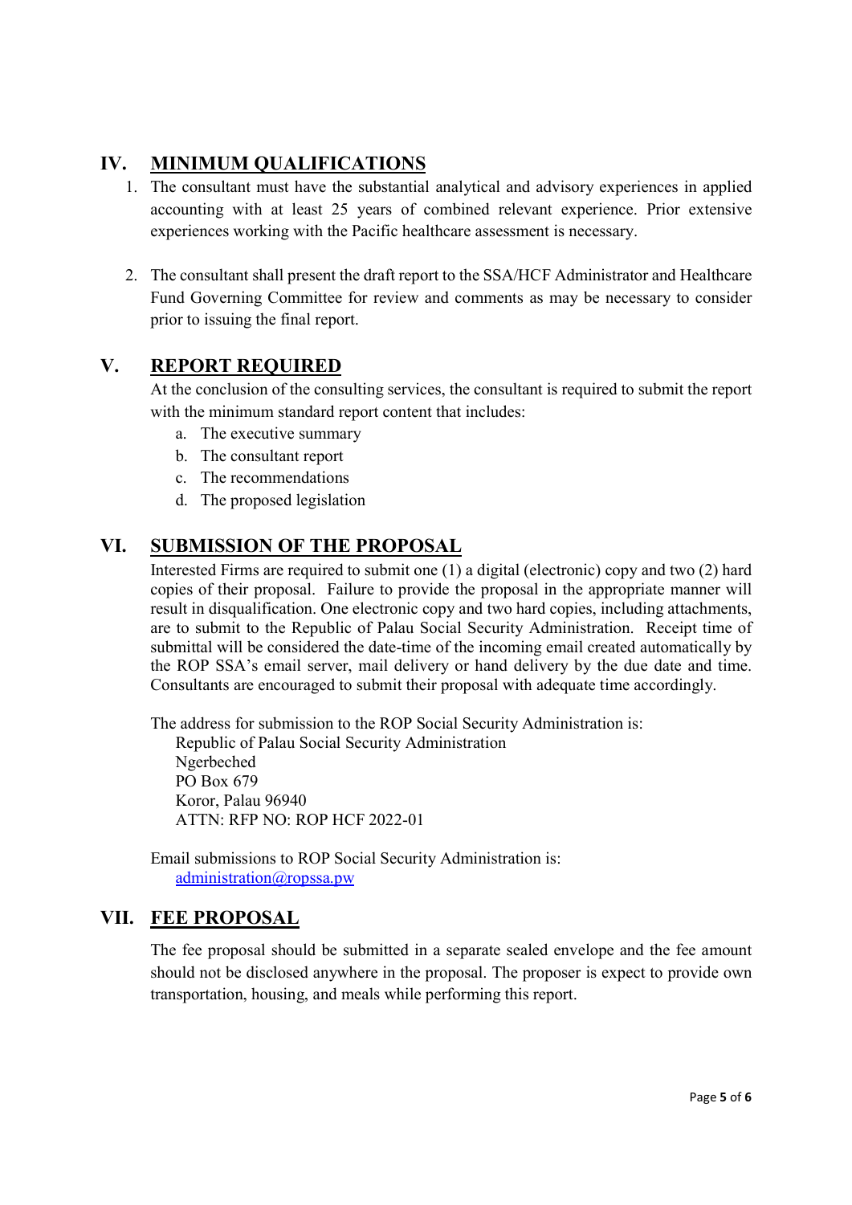## IV. MINIMUM QUALIFICATIONS

1. The consultant must have the substantial analytical and advisory experiences in applied accounting with at least 25 years of combined relevant experience. Prior extensive experiences working with the Pacific healthcare assessment is necessary.

2. The consultant shall present the draft report to the SSA/HCF Administrator and Healthcare Fund Governing Committee for review and comments as may be necessary to consider prior to issuing the final report.

## V. REPORT REQUIRED

At the conclusion of the consulting services, the consultant is required to submit the report with the minimum standard report content that includes:

a. The executive summary
b. The consultant report
c. The recommendations
d. The proposed legislation

## VI. SUBMISSION OF THE PROPOSAL

Interested Firms are required to submit one (1) a digital (electronic) copy and two (2) hard copies of their proposal. Failure to provide the proposal in the appropriate manner will result in disqualification. One electronic copy and two hard copies, including attachments, are to submit to the Republic of Palau Social Security Administration. Receipt time of submittal will be considered the date-time of the incoming email created automatically by the ROP SSA's email server, mail delivery or hand delivery by the due date and time. Consultants are encouraged to submit their proposal with adequate time accordingly.

The address for submission to the ROP Social Security Administration is:

Republic of Palau Social Security Administration
Ngerbeched
PO Box 679
Koror, Palau 96940
ATTN: RFP NO: ROP HCF 2022-01

Email submissions to ROP Social Security Administration is:
administration@ropssa.pw

## VII. FEE PROPOSAL

The fee proposal should be submitted in a separate sealed envelope and the fee amount should not be disclosed anywhere in the proposal. The proposer is expect to provide own transportation, housing, and meals while performing this report.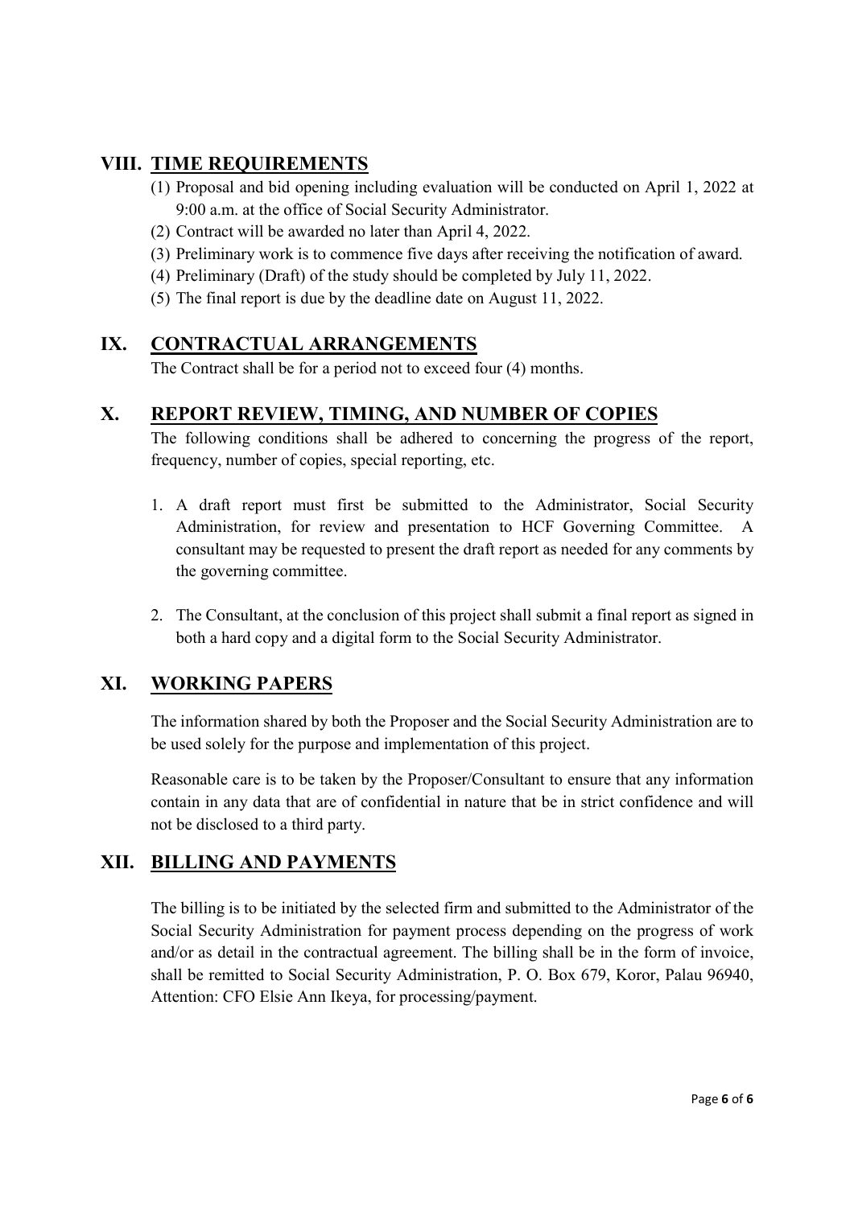## VIII. TIME REQUIREMENTS

(1) Proposal and bid opening including evaluation will be conducted on April 1, 2022 at 9:00 a.m. at the office of Social Security Administrator.
(2) Contract will be awarded no later than April 4, 2022.
(3) Preliminary work is to commence five days after receiving the notification of award.
(4) Preliminary (Draft) of the study should be completed by July 11, 2022.
(5) The final report is due by the deadline date on August 11, 2022.

## IX. CONTRACTUAL ARRANGEMENTS

The Contract shall be for a period not to exceed four (4) months.

## X. REPORT REVIEW, TIMING, AND NUMBER OF COPIES

The following conditions shall be adhered to concerning the progress of the report, frequency, number of copies, special reporting, etc.

1. A draft report must first be submitted to the Administrator, Social Security Administration, for review and presentation to HCF Governing Committee. A consultant may be requested to present the draft report as needed for any comments by the governing committee.

2. The Consultant, at the conclusion of this project shall submit a final report as signed in both a hard copy and a digital form to the Social Security Administrator.

## XI. WORKING PAPERS

The information shared by both the Proposer and the Social Security Administration are to be used solely for the purpose and implementation of this project.

Reasonable care is to be taken by the Proposer/Consultant to ensure that any information contain in any data that are of confidential in nature that be in strict confidence and will not be disclosed to a third party.

## XII. BILLING AND PAYMENTS

The billing is to be initiated by the selected firm and submitted to the Administrator of the Social Security Administration for payment process depending on the progress of work and/or as detail in the contractual agreement. The billing shall be in the form of invoice, shall be remitted to Social Security Administration, P. O. Box 679, Koror, Palau 96940, Attention: CFO Elsie Ann Ikeya, for processing/payment.